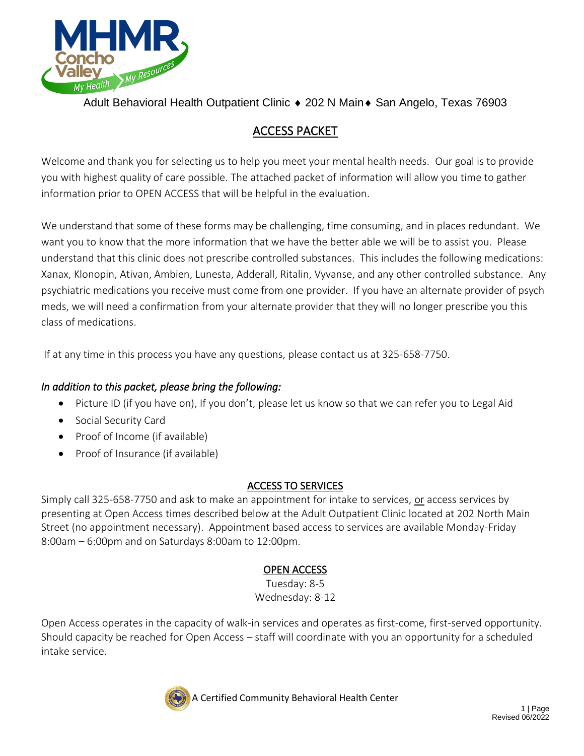Adult Behavioral Health Outpatient Clinic ♦ 202 N Main ♦ San Angelo, Texas 76903

# ACCESS PACKET

Welcome and thank you for selecting us to help you meet your mental health needs. Our goal is to provide you with highest quality of care possible. The attached packet of information will allow you time to gather information prior to OPEN ACCESS that will be helpful in the evaluation.

We understand that some of these forms may be challenging, time consuming, and in places redundant. We want you to know that the more information that we have the better able we will be to assist you. Please understand that this clinic does not prescribe controlled substances. This includes the following medications: Xanax, Klonopin, Ativan, Ambien, Lunesta, Adderall, Ritalin, Vyvanse, and any other controlled substance. Any psychiatric medications you receive must come from one provider. If you have an alternate provider of psych meds, we will need a confirmation from your alternate provider that they will no longer prescribe you this class of medications.

If at any time in this process you have any questions, please contact us at 325-658-7750.

*In addition to this packet, please bring the following:*

- Picture ID (if you have on), If you don't, please let us know so that we can refer you to Legal Aid
- Social Security Card
- Proof of Income (if available)
- Proof of Insurance (if available)

## ACCESS TO SERVICES

Simply call 325-658-7750 and ask to make an appointment for intake to services, or access services by presenting at Open Access times described below at the Adult Outpatient Clinic located at 202 North Main Street (no appointment necessary). Appointment based access to services are available Monday-Friday 8:00am – 6:00pm and on Saturdays 8:00am to 12:00pm.

## OPEN ACCESS

Tuesday: 8-5
Wednesday: 8-12

Open Access operates in the capacity of walk-in services and operates as first-come, first-served opportunity. Should capacity be reached for Open Access – staff will coordinate with you an opportunity for a scheduled intake service.

A Certified Community Behavioral Health Center

Revised 06/2022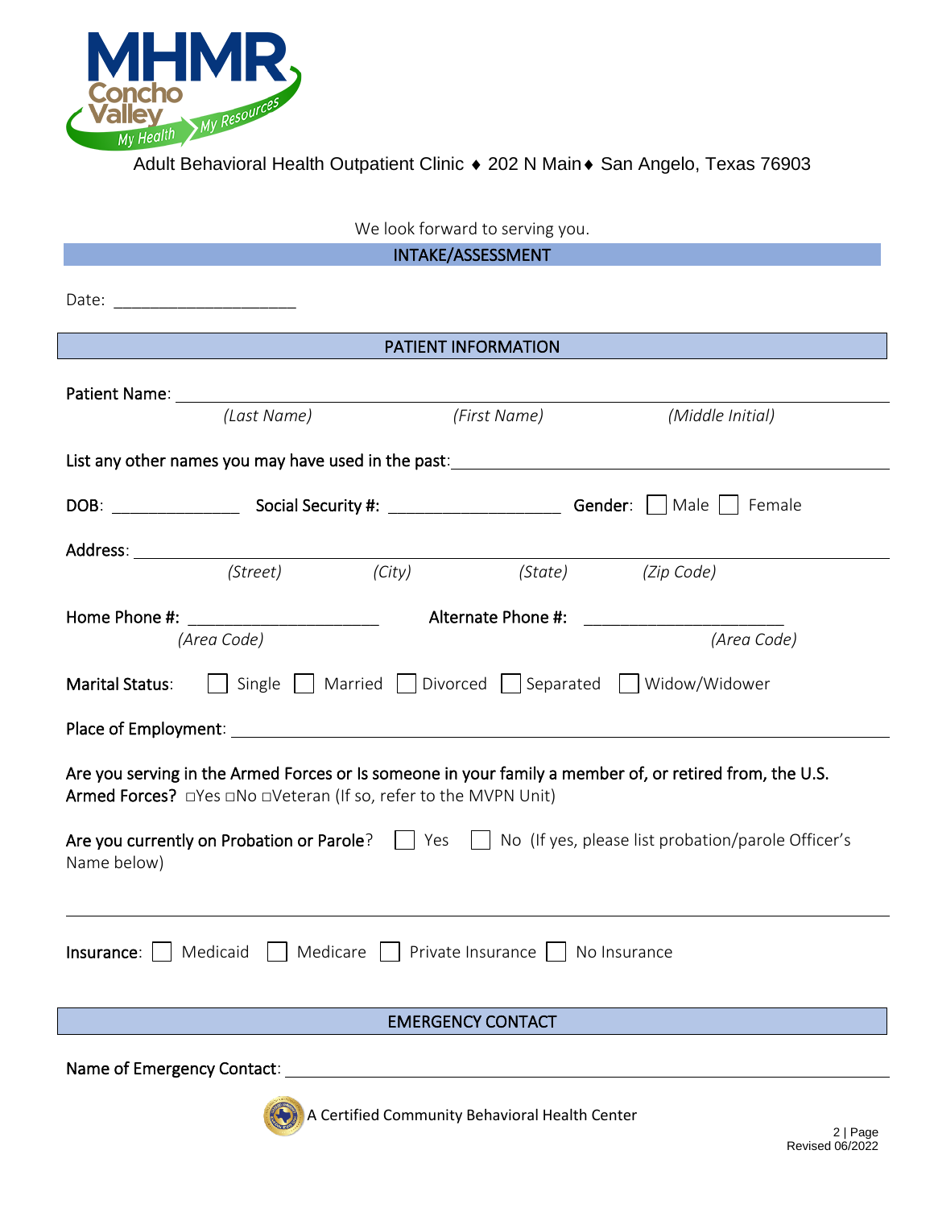MHMR Concho Valley — My Health, My Resources

Adult Behavioral Health Outpatient Clinic ♦ 202 N Main ♦ San Angelo, Texas 76903

We look forward to serving you.

## INTAKE/ASSESSMENT

Date: ____________________

## PATIENT INFORMATION

Patient Name: ______________________________________________

*(Last Name)* *(First Name)* *(Middle Initial)*

List any other names you may have used in the past: ______________________________

DOB: ______________ **Social Security #:** __________________ **Gender:** ☐ Male ☐ Female

Address: ______________________________________________

*(Street)* *(City)* *(State)* *(Zip Code)*

Home Phone #: ____________________ **Alternate Phone #:** ____________________

*(Area Code)* *(Area Code)*

Marital Status: ☐ Single ☐ Married ☐ Divorced ☐ Separated ☐ Widow/Widower

Place of Employment: ______________________________________________

Are you serving in the Armed Forces or Is someone in your family a member of, or retired from, the U.S. Armed Forces? □Yes □No □Veteran (If so, refer to the MVPN Unit)

Are you currently on Probation or Parole? ☐ Yes ☐ No (If yes, please list probation/parole Officer's Name below)

______________________________________________

Insurance: ☐ Medicaid ☐ Medicare ☐ Private Insurance ☐ No Insurance

## EMERGENCY CONTACT

Name of Emergency Contact: ______________________________________________

A Certified Community Behavioral Health Center

Revised 06/2022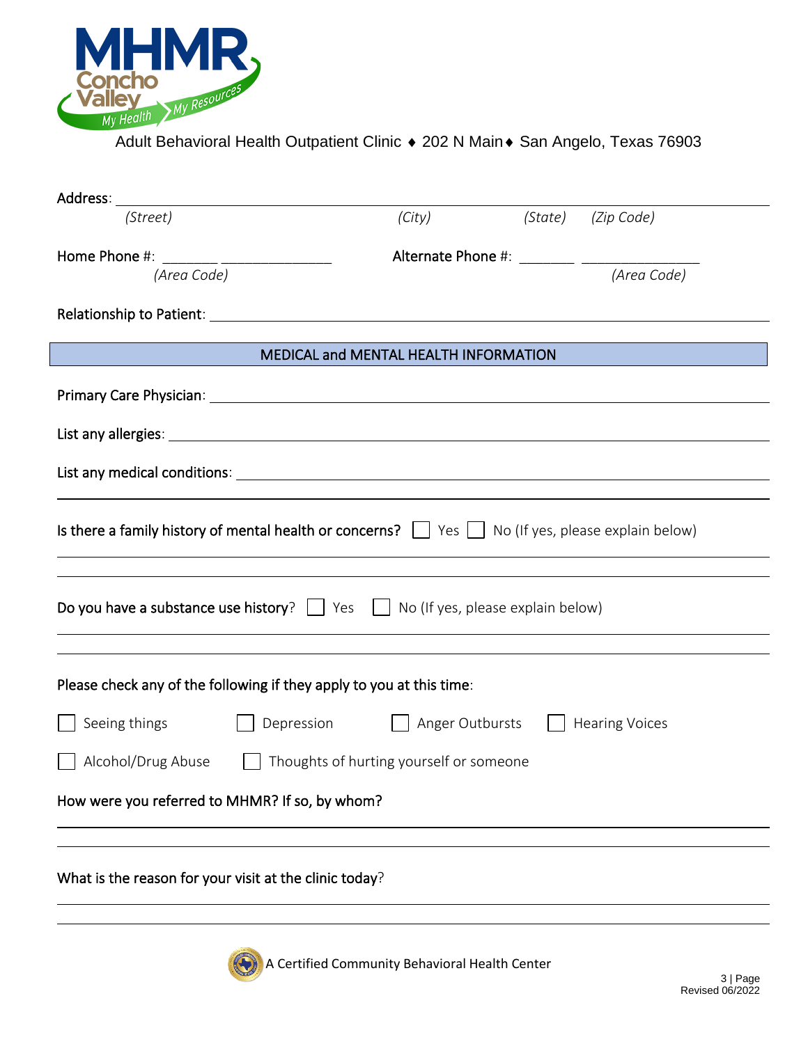MHMR Concho Valley — My Health My Resources

Adult Behavioral Health Outpatient Clinic ♦ 202 N Main ♦ San Angelo, Texas 76903

Address: ______________________________________________________________
*(Street)* *(City)* *(State)* *(Zip Code)*

Home Phone #: _______ ______________ Alternate Phone #: _______ ______________
*(Area Code)* *(Area Code)*

Relationship to Patient: ______________________________________________________________

## MEDICAL and MENTAL HEALTH INFORMATION

Primary Care Physician: ______________________________________________________________

List any allergies: ______________________________________________________________

List any medical conditions: ______________________________________________________________

______________________________________________________________

Is there a family history of mental health or concerns? ☐ Yes ☐ No (If yes, please explain below)

______________________________________________________________

______________________________________________________________

Do you have a substance use history? ☐ Yes ☐ No (If yes, please explain below)

______________________________________________________________

______________________________________________________________

Please check any of the following if they apply to you at this time:

☐ Seeing things ☐ Depression ☐ Anger Outbursts ☐ Hearing Voices

☐ Alcohol/Drug Abuse ☐ Thoughts of hurting yourself or someone

How were you referred to MHMR? If so, by whom?

______________________________________________________________

______________________________________________________________

What is the reason for your visit at the clinic today?

______________________________________________________________

______________________________________________________________

A Certified Community Behavioral Health Center

Revised 06/2022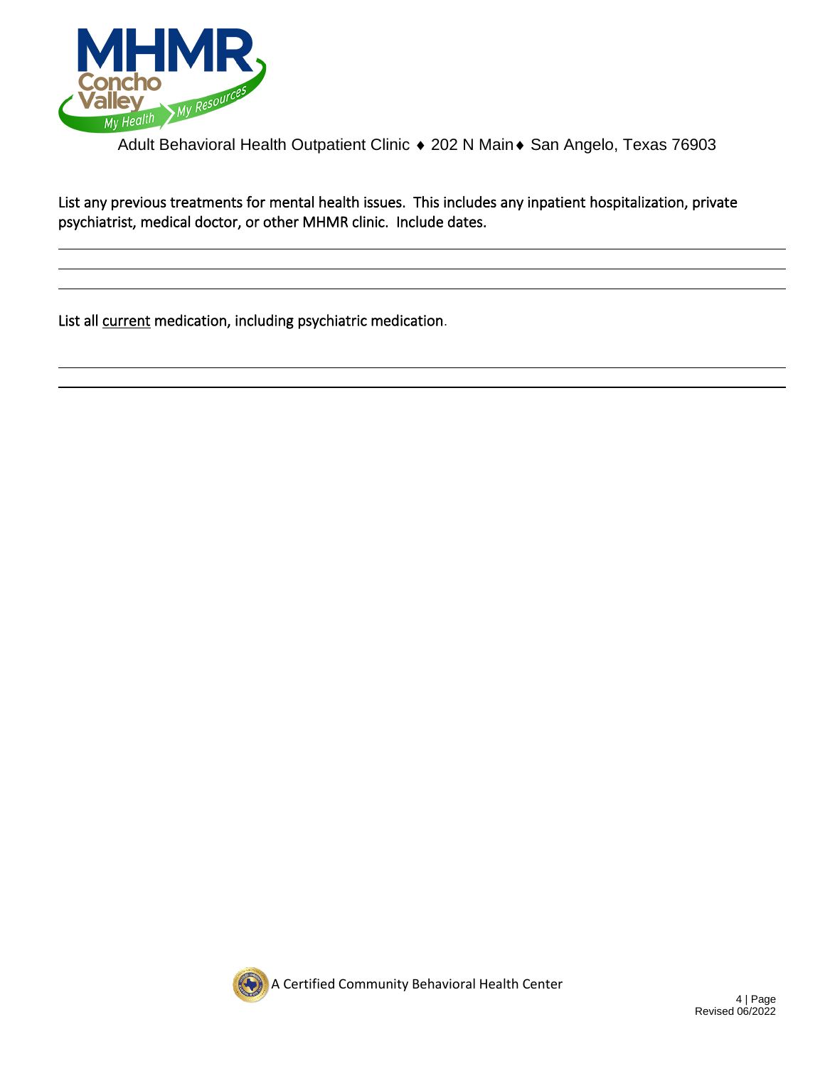Adult Behavioral Health Outpatient Clinic ♦ 202 N Main ♦ San Angelo, Texas 76903

List any previous treatments for mental health issues. This includes any inpatient hospitalization, private psychiatrist, medical doctor, or other MHMR clinic. Include dates.

______________________________________________________________________________

______________________________________________________________________________

______________________________________________________________________________

List all <u>current</u> medication, including psychiatric medication.

______________________________________________________________________________

______________________________________________________________________________

A Certified Community Behavioral Health Center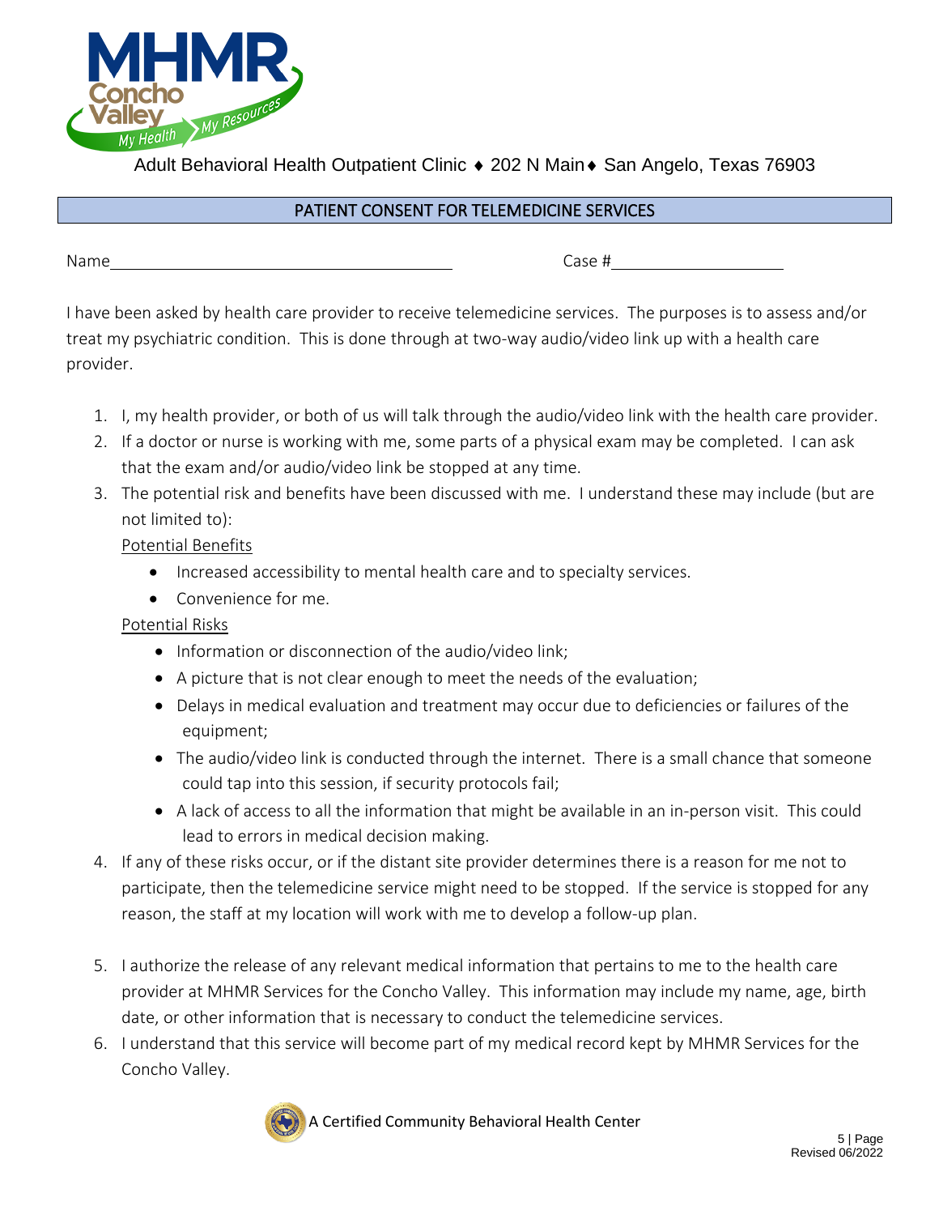Adult Behavioral Health Outpatient Clinic ♦ 202 N Main ♦ San Angelo, Texas 76903

## PATIENT CONSENT FOR TELEMEDICINE SERVICES

Name______________________________________ Case #____________________

I have been asked by health care provider to receive telemedicine services. The purposes is to assess and/or treat my psychiatric condition. This is done through at two-way audio/video link up with a health care provider.

1. I, my health provider, or both of us will talk through the audio/video link with the health care provider.
2. If a doctor or nurse is working with me, some parts of a physical exam may be completed. I can ask that the exam and/or audio/video link be stopped at any time.
3. The potential risk and benefits have been discussed with me. I understand these may include (but are not limited to):

   Potential Benefits

   - Increased accessibility to mental health care and to specialty services.
   - Convenience for me.

   Potential Risks

   - Information or disconnection of the audio/video link;
   - A picture that is not clear enough to meet the needs of the evaluation;
   - Delays in medical evaluation and treatment may occur due to deficiencies or failures of the equipment;
   - The audio/video link is conducted through the internet. There is a small chance that someone could tap into this session, if security protocols fail;
   - A lack of access to all the information that might be available in an in-person visit. This could lead to errors in medical decision making.
4. If any of these risks occur, or if the distant site provider determines there is a reason for me not to participate, then the telemedicine service might need to be stopped. If the service is stopped for any reason, the staff at my location will work with me to develop a follow-up plan.
5. I authorize the release of any relevant medical information that pertains to me to the health care provider at MHMR Services for the Concho Valley. This information may include my name, age, birth date, or other information that is necessary to conduct the telemedicine services.
6. I understand that this service will become part of my medical record kept by MHMR Services for the Concho Valley.

A Certified Community Behavioral Health Center

Revised 06/2022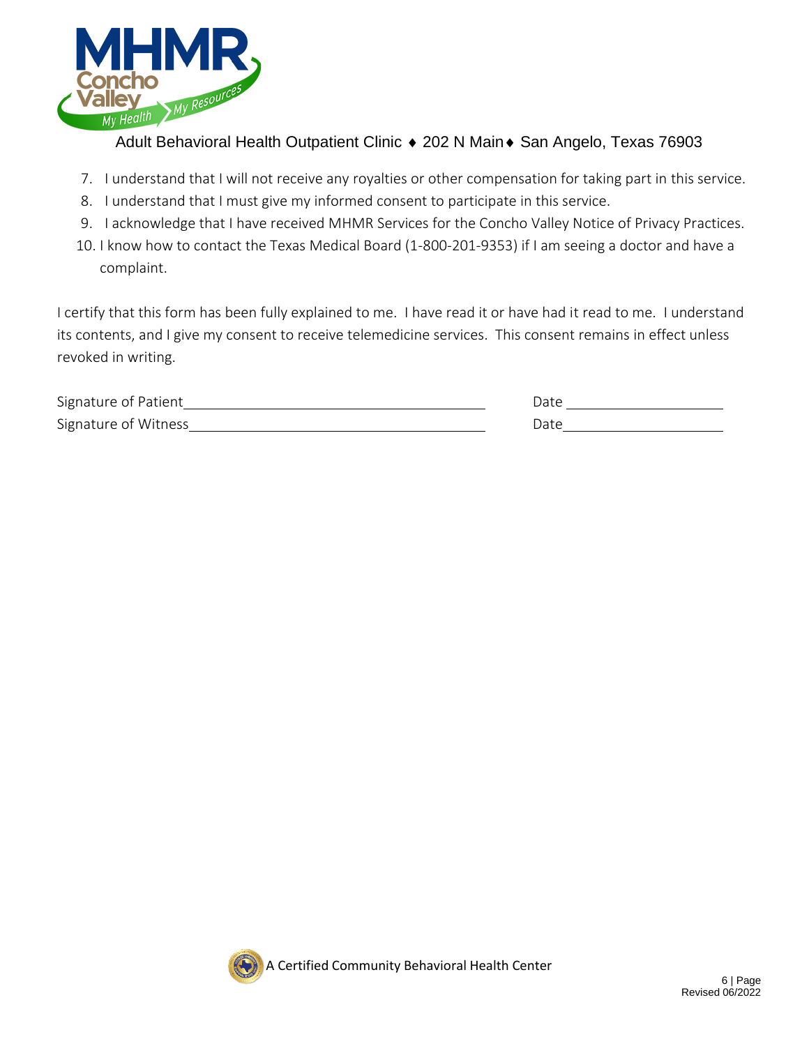Adult Behavioral Health Outpatient Clinic ♦ 202 N Main ♦ San Angelo, Texas 76903

7. I understand that I will not receive any royalties or other compensation for taking part in this service.
8. I understand that I must give my informed consent to participate in this service.
9. I acknowledge that I have received MHMR Services for the Concho Valley Notice of Privacy Practices.
10. I know how to contact the Texas Medical Board (1-800-201-9353) if I am seeing a doctor and have a complaint.

I certify that this form has been fully explained to me. I have read it or have had it read to me. I understand its contents, and I give my consent to receive telemedicine services. This consent remains in effect unless revoked in writing.

Signature of Patient\_\_\_\_\_\_\_\_\_\_\_\_\_\_\_\_\_\_\_\_\_\_\_\_\_\_\_\_\_\_\_\_\_\_\_\_\_\_\_\_ Date \_\_\_\_\_\_\_\_\_\_\_\_\_\_\_\_\_\_\_\_

Signature of Witness\_\_\_\_\_\_\_\_\_\_\_\_\_\_\_\_\_\_\_\_\_\_\_\_\_\_\_\_\_\_\_\_\_\_\_\_\_\_\_ Date\_\_\_\_\_\_\_\_\_\_\_\_\_\_\_\_\_\_\_\_

A Certified Community Behavioral Health Center

Revised 06/2022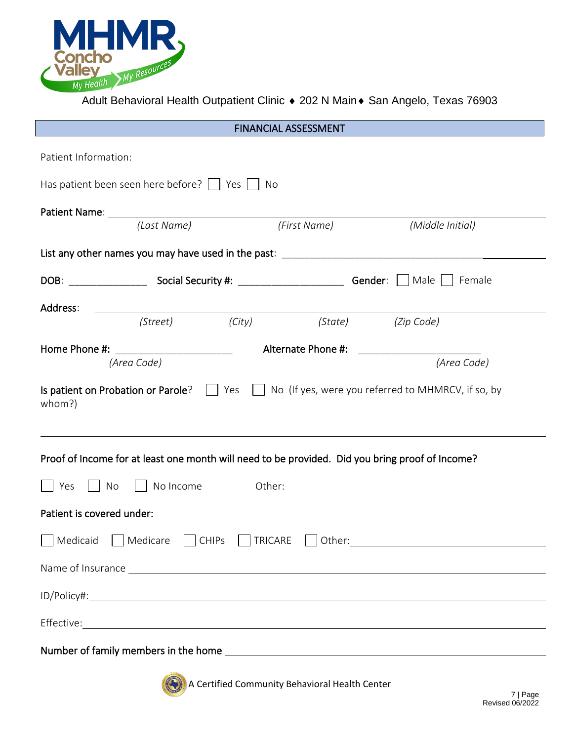MHMR Concho Valley — My Health My Resources

Adult Behavioral Health Outpatient Clinic ♦ 202 N Main ♦ San Angelo, Texas 76903

## FINANCIAL ASSESSMENT

Patient Information:

Has patient been seen here before? ☐ Yes ☐ No

**Patient Name**: ______________________________________________________________

*(Last Name)* *(First Name)* *(Middle Initial)*

**List any other names you may have used in the past**: ______________________________________

**DOB**: ______________ **Social Security #:** ___________________ **Gender**: ☐ Male ☐ Female

**Address**: ______________________________________________________________

*(Street)* *(City)* *(State)* *(Zip Code)*

**Home Phone #:** _____________________ **Alternate Phone #:** ______________________

*(Area Code)* *(Area Code)*

**Is patient on Probation or Parole**? ☐ Yes ☐ No (If yes, were you referred to MHMRCV, if so, by whom?)

______________________________________________________________

**Proof of Income for at least one month will need to be provided. Did you bring proof of Income?**

☐ Yes ☐ No ☐ No Income Other:

**Patient is covered under:**

☐ Medicaid ☐ Medicare ☐ CHIPs ☐ TRICARE ☐ Other: ______________________________

Name of Insurance ______________________________________________________________

ID/Policy#: ______________________________________________________________

Effective: ______________________________________________________________

**Number of family members in the home** ______________________________________________

A Certified Community Behavioral Health Center

Revised 06/2022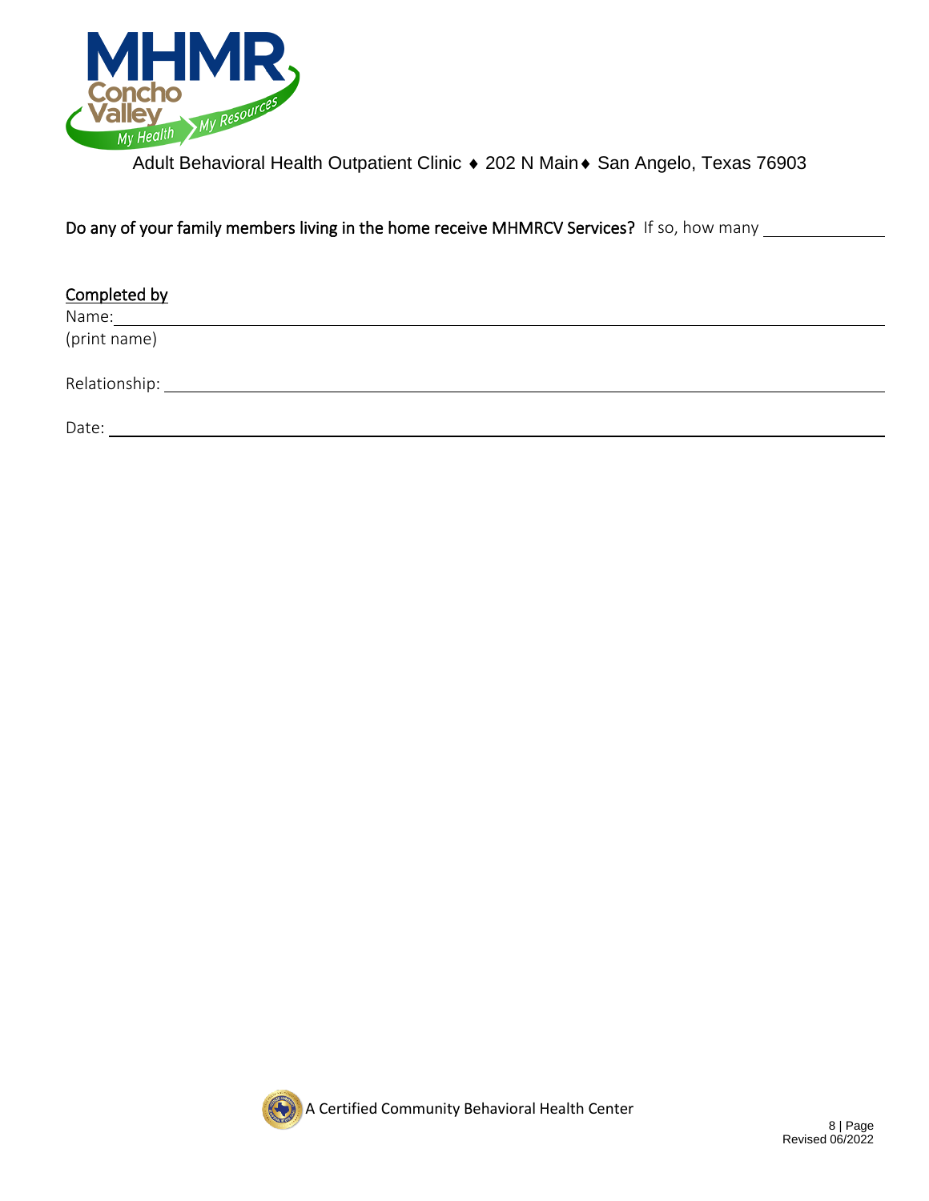Adult Behavioral Health Outpatient Clinic ♦ 202 N Main ♦ San Angelo, Texas 76903

**Do any of your family members living in the home receive MHMRCV Services?** If so, how many \_\_\_\_\_\_\_\_\_\_\_\_\_\_

Completed by

Name: \_\_\_\_\_\_\_\_\_\_\_\_\_\_\_\_\_\_\_\_\_\_\_\_\_\_\_\_\_\_\_\_\_\_\_\_\_\_\_\_\_\_\_\_\_\_\_\_

(print name)

Relationship: \_\_\_\_\_\_\_\_\_\_\_\_\_\_\_\_\_\_\_\_\_\_\_\_\_\_\_\_\_\_\_\_\_\_\_\_\_\_\_\_\_\_\_\_\_\_\_\_

Date: \_\_\_\_\_\_\_\_\_\_\_\_\_\_\_\_\_\_\_\_\_\_\_\_\_\_\_\_\_\_\_\_\_\_\_\_\_\_\_\_\_\_\_\_\_\_\_\_

A Certified Community Behavioral Health Center

Revised 06/2022